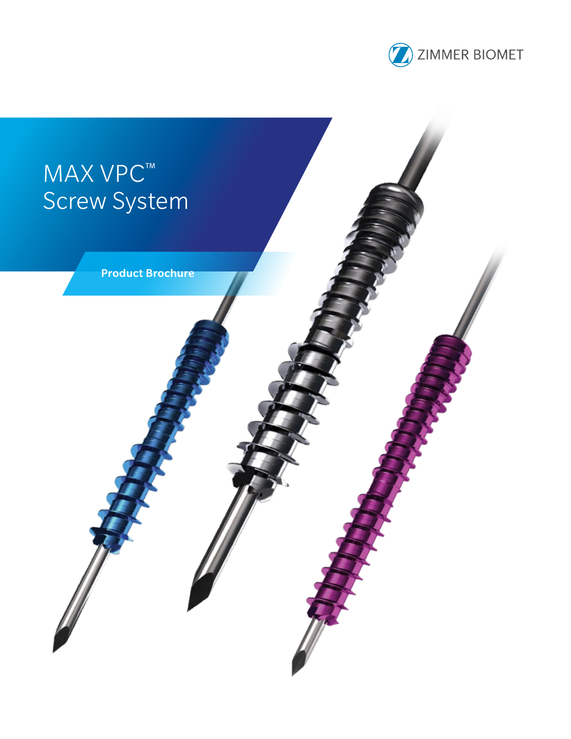ZIMMER BIOMET

# MAX VPC™ Screw System

**Product Brochure**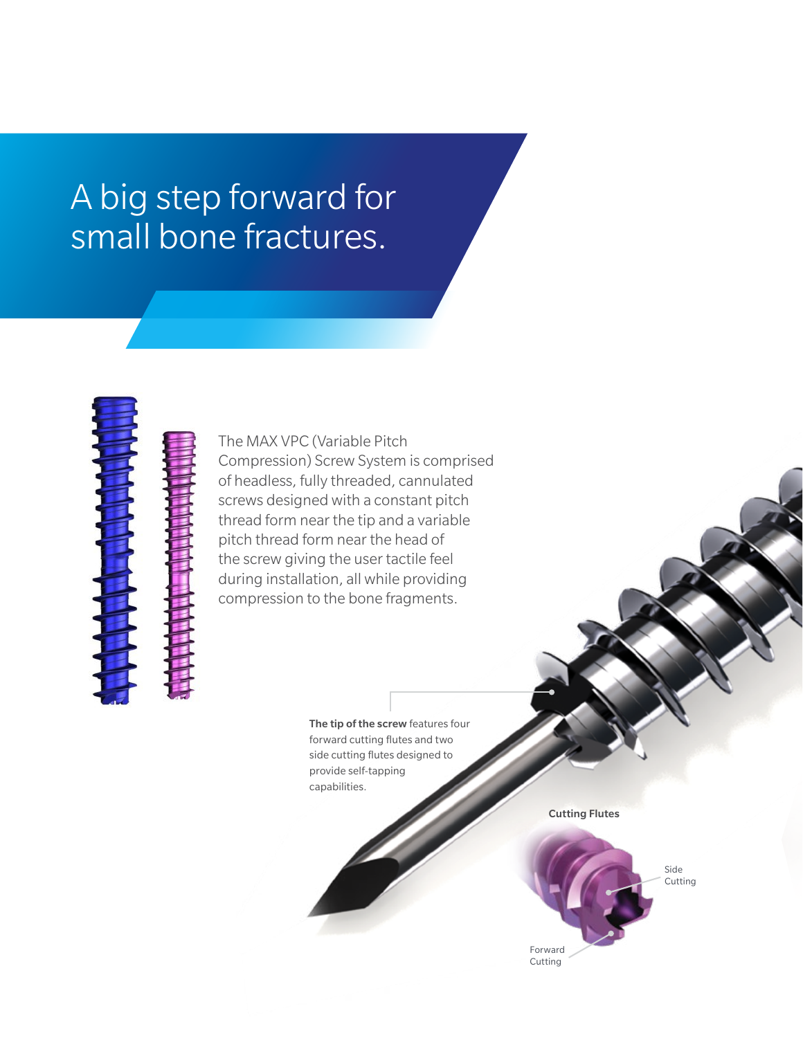# A big step forward for small bone fractures.

The MAX VPC (Variable Pitch Compression) Screw System is comprised of headless, fully threaded, cannulated screws designed with a constant pitch thread form near the tip and a variable pitch thread form near the head of the screw giving the user tactile feel during installation, all while providing compression to the bone fragments.

**The tip of the screw** features four forward cutting flutes and two side cutting flutes designed to provide self-tapping capabilities.

**Cutting Flutes**

Side Cutting

Forward Cutting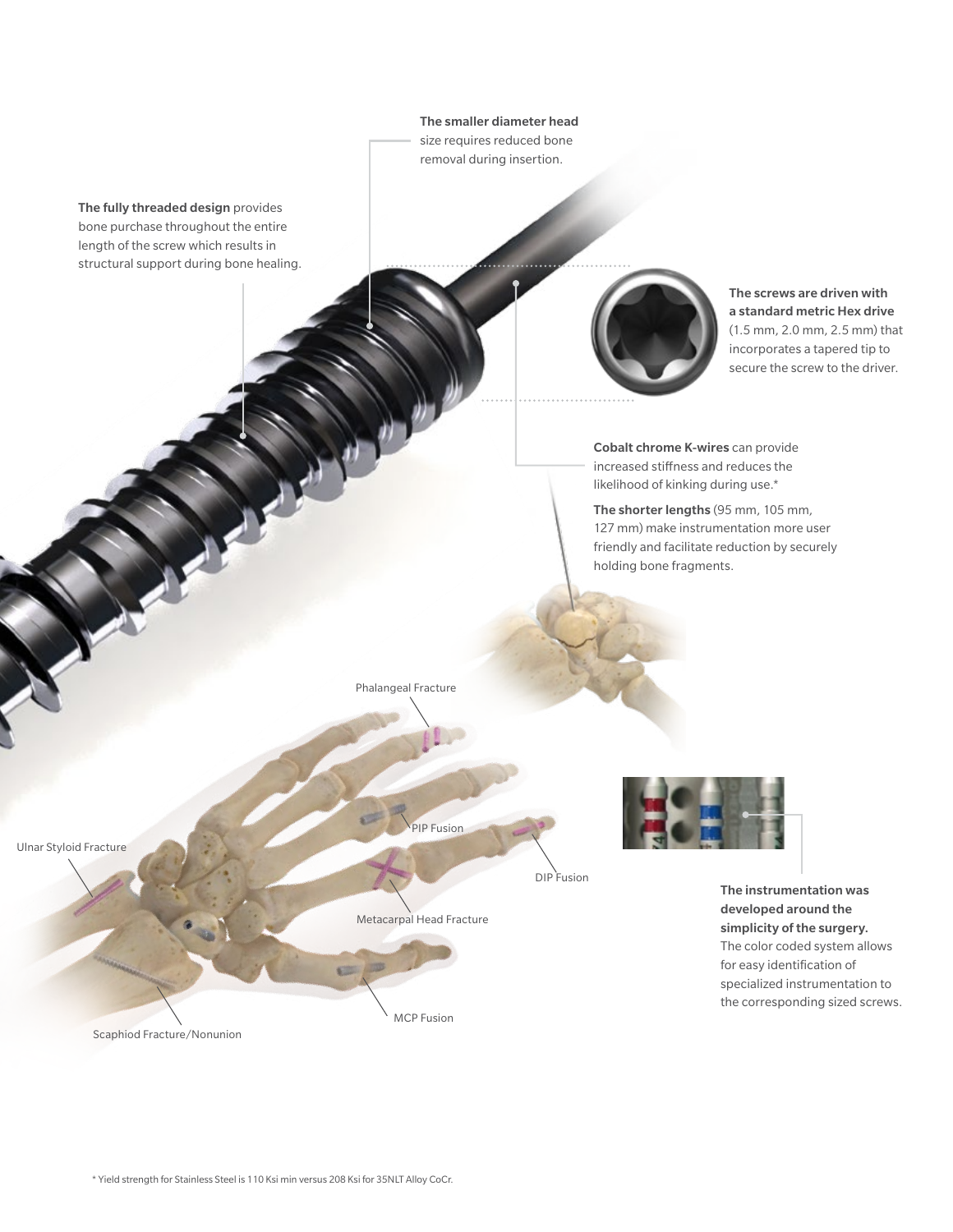**The smaller diameter head** size requires reduced bone removal during insertion.

**The fully threaded design** provides bone purchase throughout the entire length of the screw which results in structural support during bone healing.

**The screws are driven with a standard metric Hex drive** (1.5 mm, 2.0 mm, 2.5 mm) that incorporates a tapered tip to secure the screw to the driver.

**Cobalt chrome K-wires** can provide increased stiffness and reduces the likelihood of kinking during use.*

**The shorter lengths** (95 mm, 105 mm, 127 mm) make instrumentation more user friendly and facilitate reduction by securely holding bone fragments.

Phalangeal Fracture

PIP Fusion

Ulnar Styloid Fracture

DIP Fusion

Metacarpal Head Fracture

MCP Fusion

Scaphiod Fracture/Nonunion

**The instrumentation was developed around the simplicity of the surgery.** The color coded system allows for easy identification of specialized instrumentation to the corresponding sized screws.

\* Yield strength for Stainless Steel is 110 Ksi min versus 208 Ksi for 35NLT Alloy CoCr.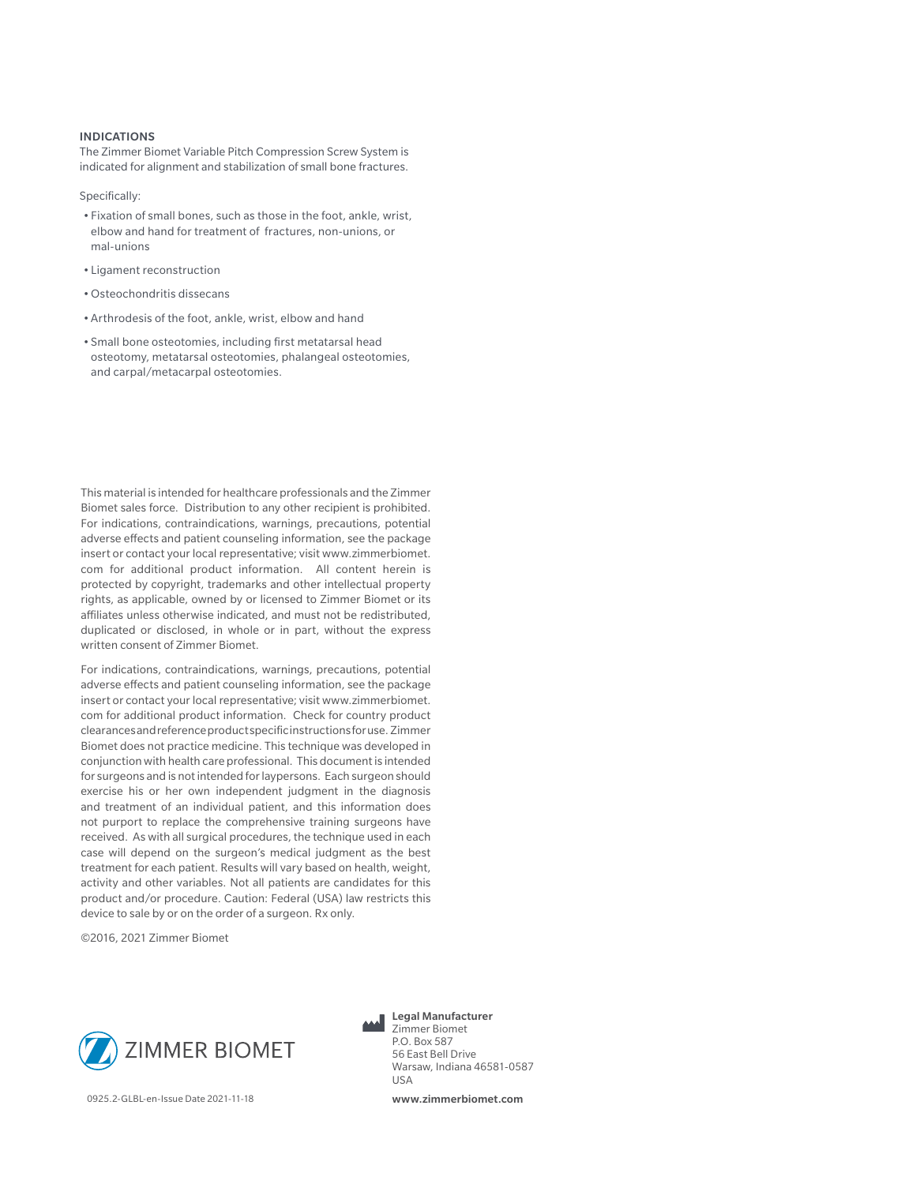## INDICATIONS

The Zimmer Biomet Variable Pitch Compression Screw System is indicated for alignment and stabilization of small bone fractures.

Specifically:

- Fixation of small bones, such as those in the foot, ankle, wrist, elbow and hand for treatment of fractures, non-unions, or mal-unions
- Ligament reconstruction
- Osteochondritis dissecans
- Arthrodesis of the foot, ankle, wrist, elbow and hand
- Small bone osteotomies, including first metatarsal head osteotomy, metatarsal osteotomies, phalangeal osteotomies, and carpal/metacarpal osteotomies.

This material is intended for healthcare professionals and the Zimmer Biomet sales force. Distribution to any other recipient is prohibited. For indications, contraindications, warnings, precautions, potential adverse effects and patient counseling information, see the package insert or contact your local representative; visit www.zimmerbiomet.com for additional product information. All content herein is protected by copyright, trademarks and other intellectual property rights, as applicable, owned by or licensed to Zimmer Biomet or its affiliates unless otherwise indicated, and must not be redistributed, duplicated or disclosed, in whole or in part, without the express written consent of Zimmer Biomet.

For indications, contraindications, warnings, precautions, potential adverse effects and patient counseling information, see the package insert or contact your local representative; visit www.zimmerbiomet.com for additional product information. Check for country product clearances and reference product specific instructions for use. Zimmer Biomet does not practice medicine. This technique was developed in conjunction with health care professional. This document is intended for surgeons and is not intended for laypersons. Each surgeon should exercise his or her own independent judgment in the diagnosis and treatment of an individual patient, and this information does not purport to replace the comprehensive training surgeons have received. As with all surgical procedures, the technique used in each case will depend on the surgeon's medical judgment as the best treatment for each patient. Results will vary based on health, weight, activity and other variables. Not all patients are candidates for this product and/or procedure. Caution: Federal (USA) law restricts this device to sale by or on the order of a surgeon. Rx only.

©2016, 2021 Zimmer Biomet

ZIMMER BIOMET

0925.2-GLBL-en-Issue Date 2021-11-18

**Legal Manufacturer**
Zimmer Biomet
P.O. Box 587
56 East Bell Drive
Warsaw, Indiana 46581-0587
USA

**www.zimmerbiomet.com**